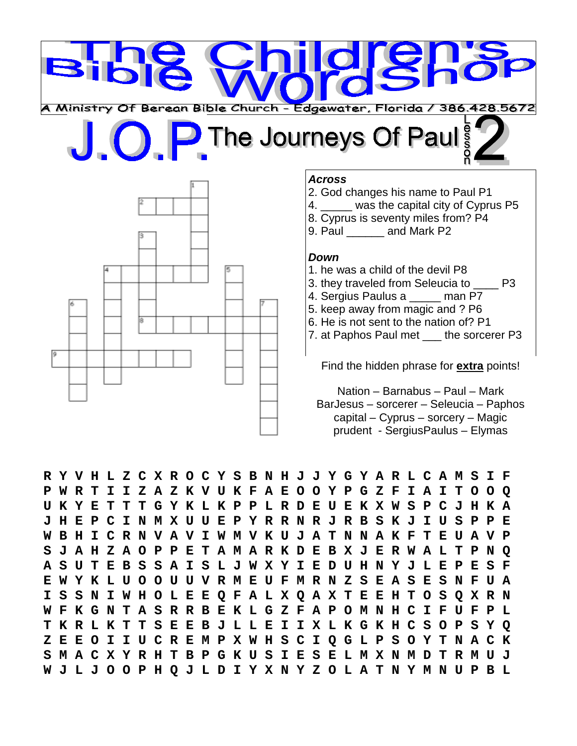# The Children's Bible Wordshop

A Ministry Of Berean Bible Church – Edgewater, Florida / 386.428.5672

## J.O.P. The Journeys Of Paul Lesson 2

### *Across*

2. God changes his name to Paul P1
4. _____ was the capital city of Cyprus P5
8. Cyprus is seventy miles from? P4
9. Paul ______ and Mark P2

### *Down*

1. he was a child of the devil P8
3. they traveled from Seleucia to ____ P3
4. Sergius Paulus a _____ man P7
5. keep away from magic and ? P6
6. He is not sent to the nation of? P1
7. at Paphos Paul met ___ the sorcerer P3

Find the hidden phrase for **extra** points!

Nation – Barnabus – Paul – Mark
BarJesus – sorcerer – Seleucia – Paphos
capital – Cyprus – sorcery – Magic
prudent - SergiusPaulus – Elymas

```
R Y V H L Z C X R O C Y S B N H J J Y G Y A R L C A M S I F
P W R T I I Z A Z K V U K F A E O O Y P G Z F I A I T O O Q
U K Y E T T T G Y K L K P P L R D E U E K X W S P C J H K A
J H E P C I N M X U U E P Y R R N R J R B S K J I U S P P E
W B H I C R N V A V I W M V K U J A T N N A K F T E U A V P
S J A H Z A O P P E T A M A R K D E B X J E R W A L T P N Q
A S U T E B S S A I S L J W X Y I E D U H N Y J L E P E S F
E W Y K L U O O U U V R M E U F M R N Z S E A S E S N F U A
I S S N I W H O L E E Q F A L X Q A X T E E H T O S Q X R N
W F K G N T A S R R B E K L G Z F A P O M N H C I F U F P L
T K R L K T T S E E B J L L E I I X L K G K H C S O P S Y Q
Z E E O I I U C R E M P X W H S C I Q G L P S O Y T N A C K
S M A C X Y R H T B P G K U S I E S E L M X N M D T R M U J
W J L J O O P H Q J L D I Y X N Y Z O L A T N Y M N U P B L
```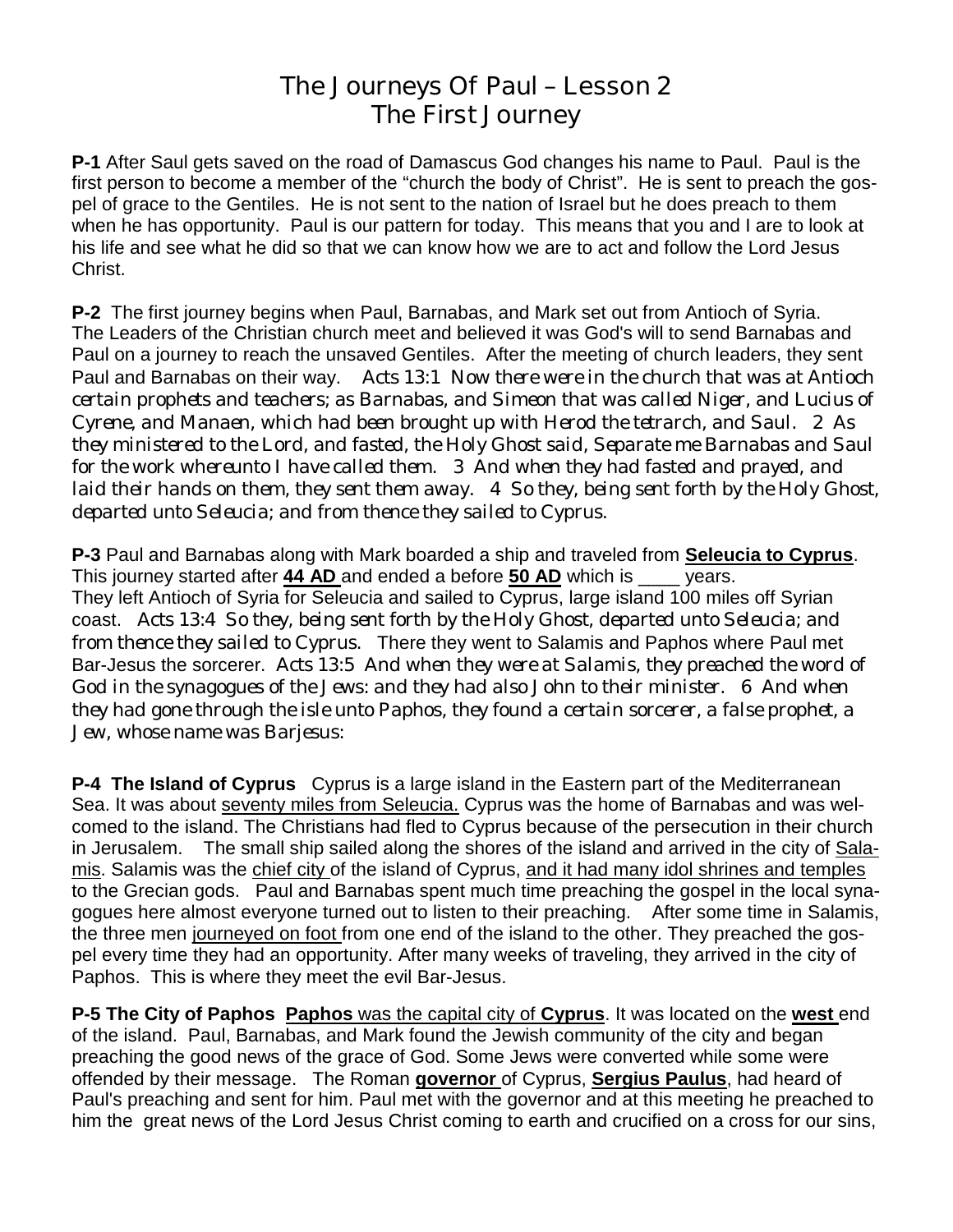# The Journeys Of Paul – Lesson 2
# The First Journey

**P-1** After Saul gets saved on the road of Damascus God changes his name to Paul. Paul is the first person to become a member of the "church the body of Christ". He is sent to preach the gospel of grace to the Gentiles. He is not sent to the nation of Israel but he does preach to them when he has opportunity. Paul is our pattern for today. This means that you and I are to look at his life and see what he did so that we can know how we are to act and follow the Lord Jesus Christ.

**P-2** The first journey begins when Paul, Barnabas, and Mark set out from Antioch of Syria. The Leaders of the Christian church meet and believed it was God's will to send Barnabas and Paul on a journey to reach the unsaved Gentiles. After the meeting of church leaders, they sent Paul and Barnabas on their way. *Acts 13:1 Now there were in the church that was at Antioch certain prophets and teachers; as Barnabas, and Simeon that was called Niger, and Lucius of Cyrene, and Manaen, which had been brought up with Herod the tetrarch, and Saul. 2 As they ministered to the Lord, and fasted, the Holy Ghost said, Separate me Barnabas and Saul for the work whereunto I have called them. 3 And when they had fasted and prayed, and laid their hands on them, they sent them away. 4 So they, being sent forth by the Holy Ghost, departed unto Seleucia; and from thence they sailed to Cyprus.*

**P-3** Paul and Barnabas along with Mark boarded a ship and traveled from **Seleucia to Cyprus**. This journey started after **44 AD** and ended a before **50 AD** which is ____ years. They left Antioch of Syria for Seleucia and sailed to Cyprus, large island 100 miles off Syrian coast. *Acts 13:4 So they, being sent forth by the Holy Ghost, departed unto Seleucia; and from thence they sailed to Cyprus.* There they went to Salamis and Paphos where Paul met Bar-Jesus the sorcerer. *Acts 13:5 And when they were at Salamis, they preached the word of God in the synagogues of the Jews: and they had also John to their minister. 6 And when they had gone through the isle unto Paphos, they found a certain sorcerer, a false prophet, a Jew, whose name was Barjesus:*

**P-4 The Island of Cyprus** Cyprus is a large island in the Eastern part of the Mediterranean Sea. It was about seventy miles from Seleucia. Cyprus was the home of Barnabas and was welcomed to the island. The Christians had fled to Cyprus because of the persecution in their church in Jerusalem. The small ship sailed along the shores of the island and arrived in the city of Salamis. Salamis was the chief city of the island of Cyprus, and it had many idol shrines and temples to the Grecian gods. Paul and Barnabas spent much time preaching the gospel in the local synagogues here almost everyone turned out to listen to their preaching. After some time in Salamis, the three men journeyed on foot from one end of the island to the other. They preached the gospel every time they had an opportunity. After many weeks of traveling, they arrived in the city of Paphos. This is where they meet the evil Bar-Jesus.

**P-5 The City of Paphos** **Paphos** was the capital city of **Cyprus**. It was located on the **west** end of the island. Paul, Barnabas, and Mark found the Jewish community of the city and began preaching the good news of the grace of God. Some Jews were converted while some were offended by their message. The Roman **governor** of Cyprus, **Sergius Paulus**, had heard of Paul's preaching and sent for him. Paul met with the governor and at this meeting he preached to him the great news of the Lord Jesus Christ coming to earth and crucified on a cross for our sins,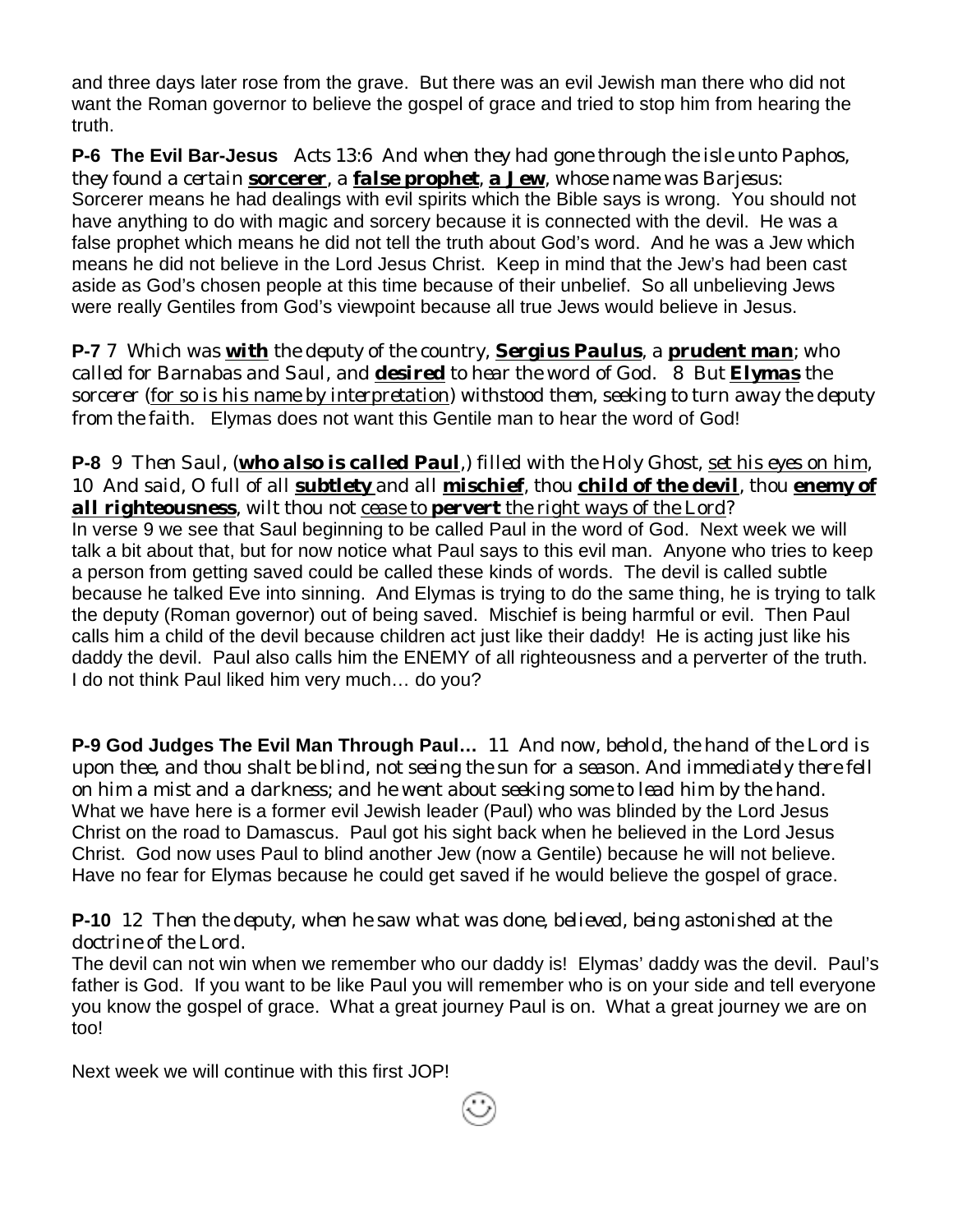and three days later rose from the grave. But there was an evil Jewish man there who did not want the Roman governor to believe the gospel of grace and tried to stop him from hearing the truth.

**P-6 The Evil Bar-Jesus** *Acts 13:6 And when they had gone through the isle unto Paphos, they found a certain* ***sorcerer****, a* ***false prophet****,* ***a Jew****, whose name was Barjesus:*
Sorcerer means he had dealings with evil spirits which the Bible says is wrong. You should not have anything to do with magic and sorcery because it is connected with the devil. He was a false prophet which means he did not tell the truth about God's word. And he was a Jew which means he did not believe in the Lord Jesus Christ. Keep in mind that the Jew's had been cast aside as God's chosen people at this time because of their unbelief. So all unbelieving Jews were really Gentiles from God's viewpoint because all true Jews would believe in Jesus.

**P-7** *7 Which was* ***with*** *the deputy of the country,* ***Sergius Paulus****, a* ***prudent man****; who called for Barnabas and Saul, and* ***desired*** *to hear the word of God. 8 But* ***Elymas*** *the sorcerer (for so is his name by interpretation) withstood them, seeking to turn away the deputy from the faith.* Elymas does not want this Gentile man to hear the word of God!

**P-8** *9 Then Saul, (****who also is called Paul****,) filled with the Holy Ghost, set his eyes on him, 10 And said, O full of all* ***subtlety*** *and all* ***mischief****, thou* ***child of the devil****, thou* ***enemy of all righteousness****, wilt thou not cease to* ***pervert*** *the right ways of the Lord?*
In verse 9 we see that Saul beginning to be called Paul in the word of God. Next week we will talk a bit about that, but for now notice what Paul says to this evil man. Anyone who tries to keep a person from getting saved could be called these kinds of words. The devil is called subtle because he talked Eve into sinning. And Elymas is trying to do the same thing, he is trying to talk the deputy (Roman governor) out of being saved. Mischief is being harmful or evil. Then Paul calls him a child of the devil because children act just like their daddy! He is acting just like his daddy the devil. Paul also calls him the ENEMY of all righteousness and a perverter of the truth. I do not think Paul liked him very much… do you?

**P-9 God Judges The Evil Man Through Paul…** *11 And now, behold, the hand of the Lord is upon thee, and thou shalt be blind, not seeing the sun for a season. And immediately there fell on him a mist and a darkness; and he went about seeking some to lead him by the hand.*
What we have here is a former evil Jewish leader (Paul) who was blinded by the Lord Jesus Christ on the road to Damascus. Paul got his sight back when he believed in the Lord Jesus Christ. God now uses Paul to blind another Jew (now a Gentile) because he will not believe. Have no fear for Elymas because he could get saved if he would believe the gospel of grace.

**P-10** *12 Then the deputy, when he saw what was done, believed, being astonished at the doctrine of the Lord.*
The devil can not win when we remember who our daddy is! Elymas' daddy was the devil. Paul's father is God. If you want to be like Paul you will remember who is on your side and tell everyone you know the gospel of grace. What a great journey Paul is on. What a great journey we are on too!

Next week we will continue with this first JOP!

☺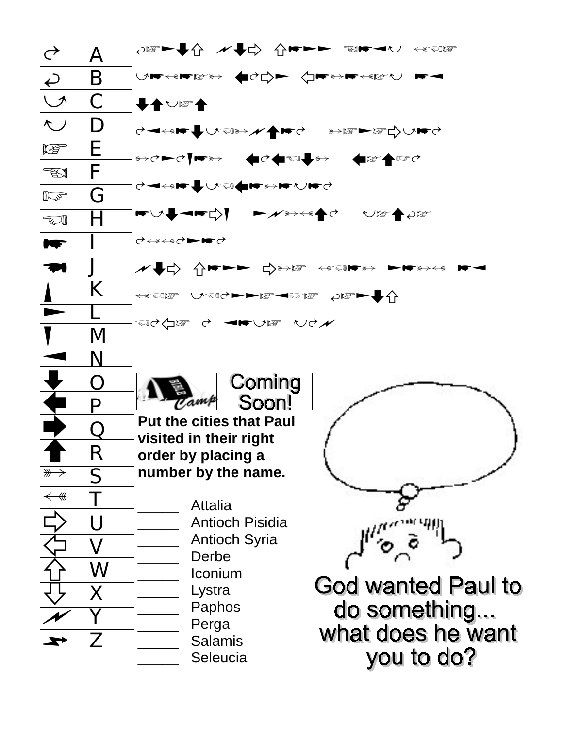| | |
|---|---|
| ↷ | A |
| ↶ | B |
| ↻ | C |
| ↺ | D |
| ☞ | E |
| ☜ | F |
| ☞ | G |
| ☜ | H |
| ☛ | I |
| ☚ | J |
| ▲ | K |
| ► | L |
| ▼ | M |
| ◄ | N |
| ⬇ | O |
| ⬅ | P |
| ➡ | Q |
| ⬆ | R |
| ↠ | S |
| ↞ | T |
| ⇨ | U |
| ⇦ | V |
| ⇧ | W |
| ⇩ | X |
| ↯ | Y |
| ➻ | Z |

BELOW YOU WILL FIND THE

CITIES PAUL VISITED IN

ORDER

ANTIOCHSYRIA SELEUCIA

SALAMIS PAPHOS PERGA

ANTIOCHPISIDIA

ICONIUM LYSTRA DERBE

ATTALIA

YOU WILL USE THIS LIST IN

THE CHALLENGE BELOW

HAVE A NICE DAY

Bible Camp — Coming Soon!

**Put the cities that Paul visited in their right order by placing a number by the name.**

_____ Attalia
_____ Antioch Pisidia
_____ Antioch Syria
_____ Derbe
_____ Iconium
_____ Lystra
_____ Paphos
_____ Perga
_____ Salamis
_____ Seleucia

God wanted Paul to do something... what does he want you to do?